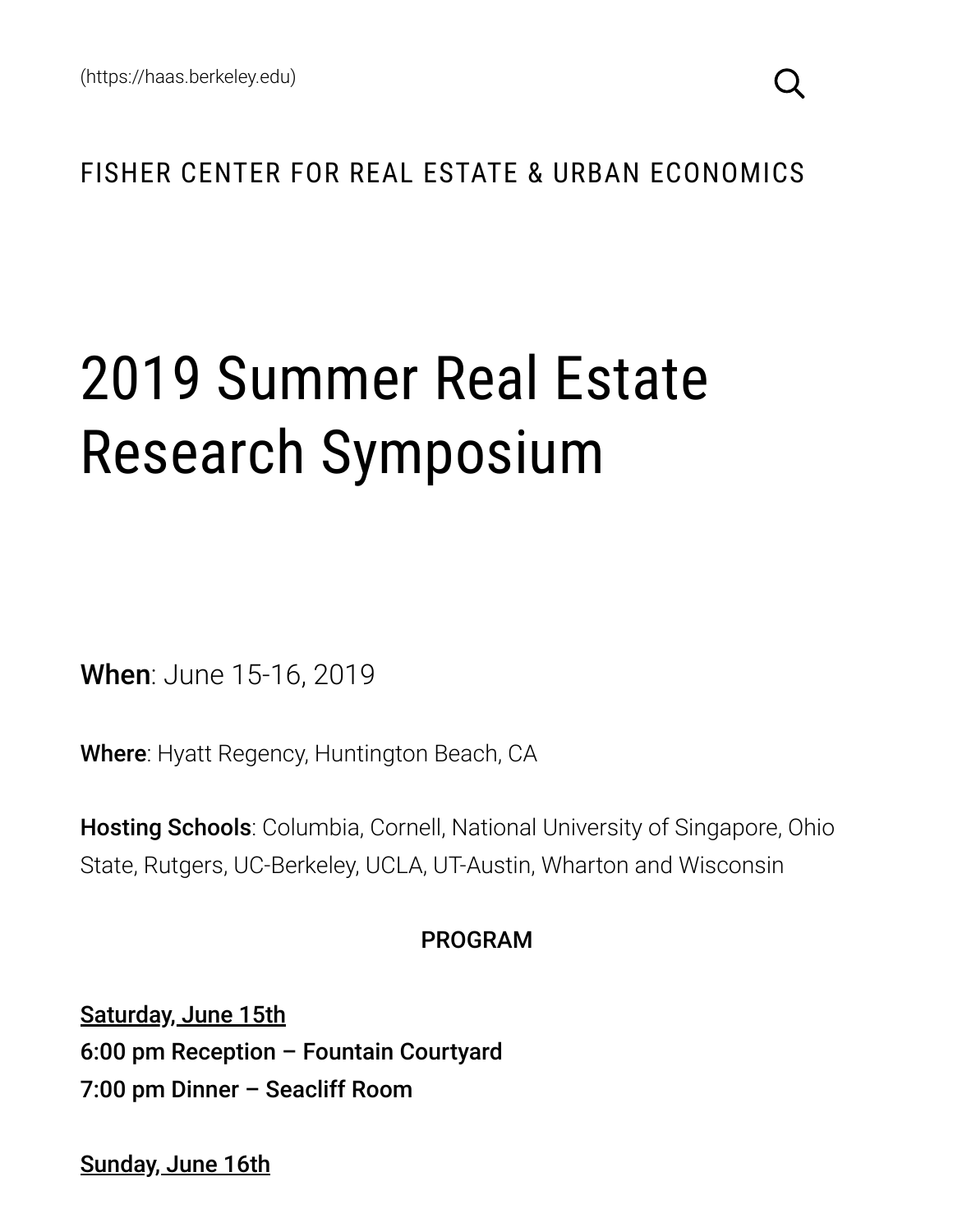(https://haas.berkeley.edu)

FISHER CENTER FOR REAL ESTATE & URBAN ECONOMICS

# 2019 Summer Real Estate Research Symposium

**When**: June 15-16, 2019

**Where**: Hyatt Regency, Huntington Beach, CA

**Hosting Schools**: Columbia, Cornell, National University of Singapore, Ohio State, Rutgers, UC-Berkeley, UCLA, UT-Austin, Wharton and Wisconsin

**PROGRAM**

**Saturday, June 15th**
**6:00 pm Reception – Fountain Courtyard**
**7:00 pm Dinner – Seacliff Room**

**Sunday, June 16th**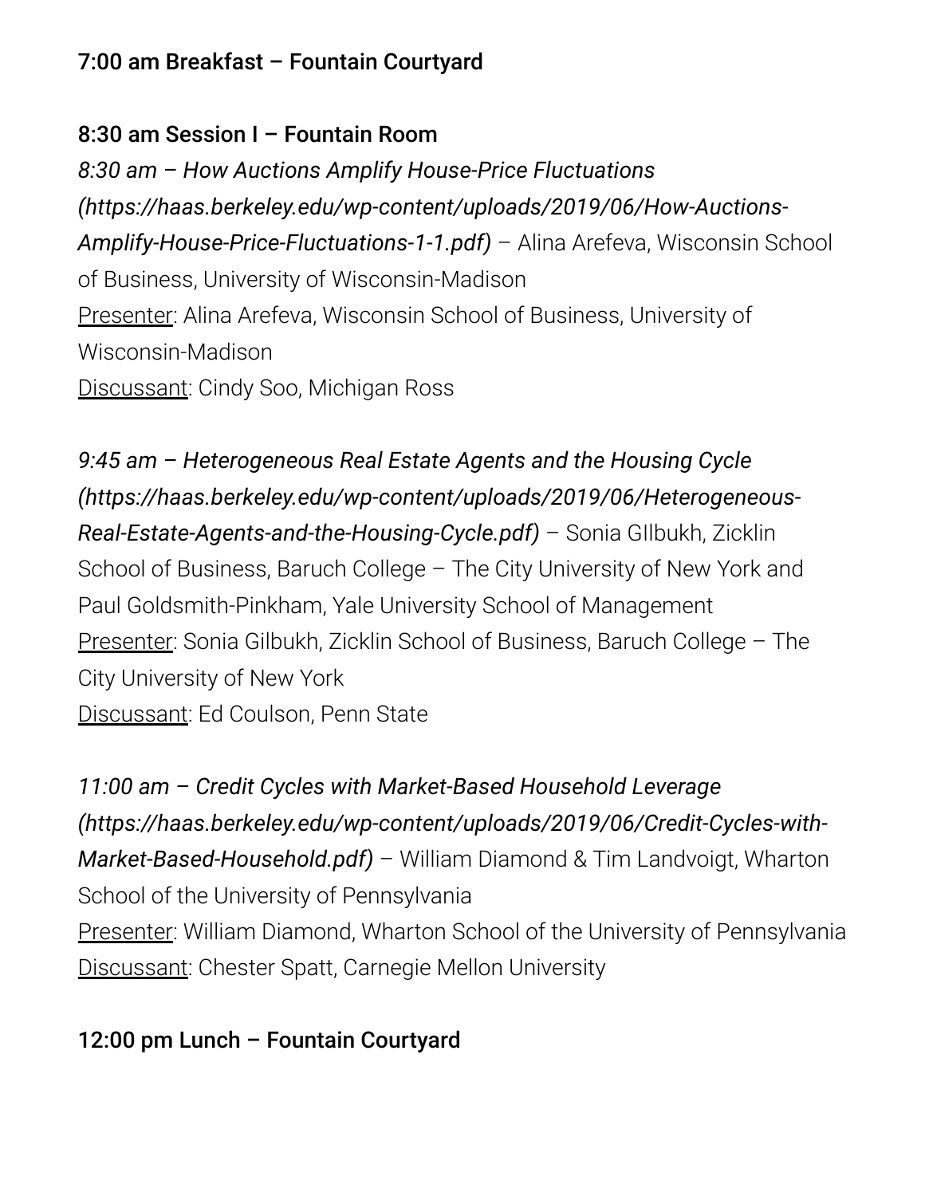**7:00 am Breakfast – Fountain Courtyard**

**8:30 am Session I – Fountain Room**

***8:30 am – How Auctions Amplify House-Price Fluctuations (https://haas.berkeley.edu/wp-content/uploads/2019/06/How-Auctions-Amplify-House-Price-Fluctuations-1-1.pdf)*** – Alina Arefeva, Wisconsin School of Business, University of Wisconsin-Madison
Presenter: Alina Arefeva, Wisconsin School of Business, University of Wisconsin-Madison
Discussant: Cindy Soo, Michigan Ross

***9:45 am – Heterogeneous Real Estate Agents and the Housing Cycle (https://haas.berkeley.edu/wp-content/uploads/2019/06/Heterogeneous-Real-Estate-Agents-and-the-Housing-Cycle.pdf)*** – Sonia GIlbukh, Zicklin School of Business, Baruch College – The City University of New York and Paul Goldsmith-Pinkham, Yale University School of Management
Presenter: Sonia Gilbukh, Zicklin School of Business, Baruch College – The City University of New York
Discussant: Ed Coulson, Penn State

***11:00 am – Credit Cycles with Market-Based Household Leverage (https://haas.berkeley.edu/wp-content/uploads/2019/06/Credit-Cycles-with-Market-Based-Household.pdf)*** – William Diamond & Tim Landvoigt, Wharton School of the University of Pennsylvania
Presenter: William Diamond, Wharton School of the University of Pennsylvania
Discussant: Chester Spatt, Carnegie Mellon University

**12:00 pm Lunch – Fountain Courtyard**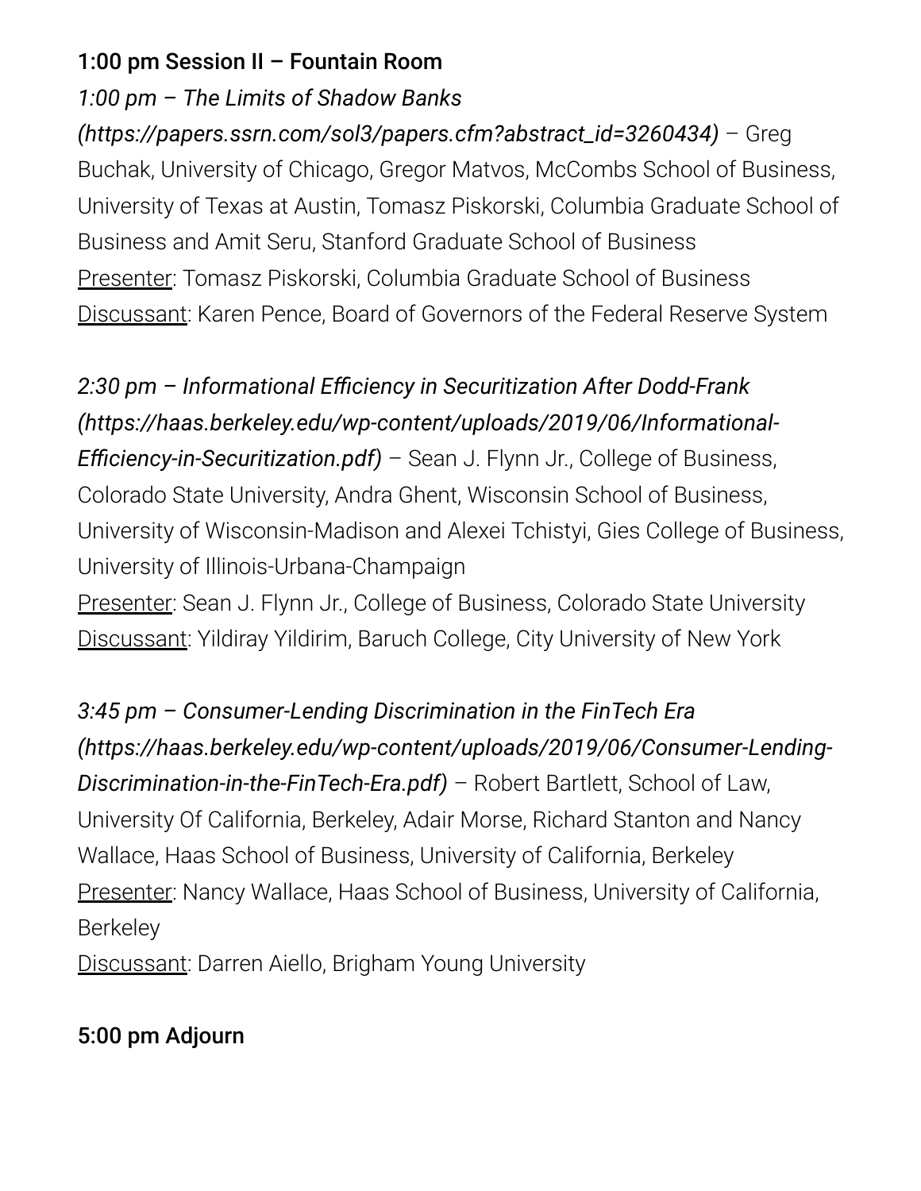**1:00 pm Session II – Fountain Room**

*1:00 pm – The Limits of Shadow Banks (https://papers.ssrn.com/sol3/papers.cfm?abstract_id=3260434)* – Greg Buchak, University of Chicago, Gregor Matvos, McCombs School of Business, University of Texas at Austin, Tomasz Piskorski, Columbia Graduate School of Business and Amit Seru, Stanford Graduate School of Business

Presenter: Tomasz Piskorski, Columbia Graduate School of Business

Discussant: Karen Pence, Board of Governors of the Federal Reserve System

*2:30 pm – Informational Efficiency in Securitization After Dodd-Frank (https://haas.berkeley.edu/wp-content/uploads/2019/06/Informational-Efficiency-in-Securitization.pdf)* – Sean J. Flynn Jr., College of Business, Colorado State University, Andra Ghent, Wisconsin School of Business, University of Wisconsin-Madison and Alexei Tchistyi, Gies College of Business, University of Illinois-Urbana-Champaign

Presenter: Sean J. Flynn Jr., College of Business, Colorado State University

Discussant: Yildiray Yildirim, Baruch College, City University of New York

*3:45 pm – Consumer-Lending Discrimination in the FinTech Era (https://haas.berkeley.edu/wp-content/uploads/2019/06/Consumer-Lending-Discrimination-in-the-FinTech-Era.pdf)* – Robert Bartlett, School of Law, University Of California, Berkeley, Adair Morse, Richard Stanton and Nancy Wallace, Haas School of Business, University of California, Berkeley

Presenter: Nancy Wallace, Haas School of Business, University of California, Berkeley

Discussant: Darren Aiello, Brigham Young University

**5:00 pm Adjourn**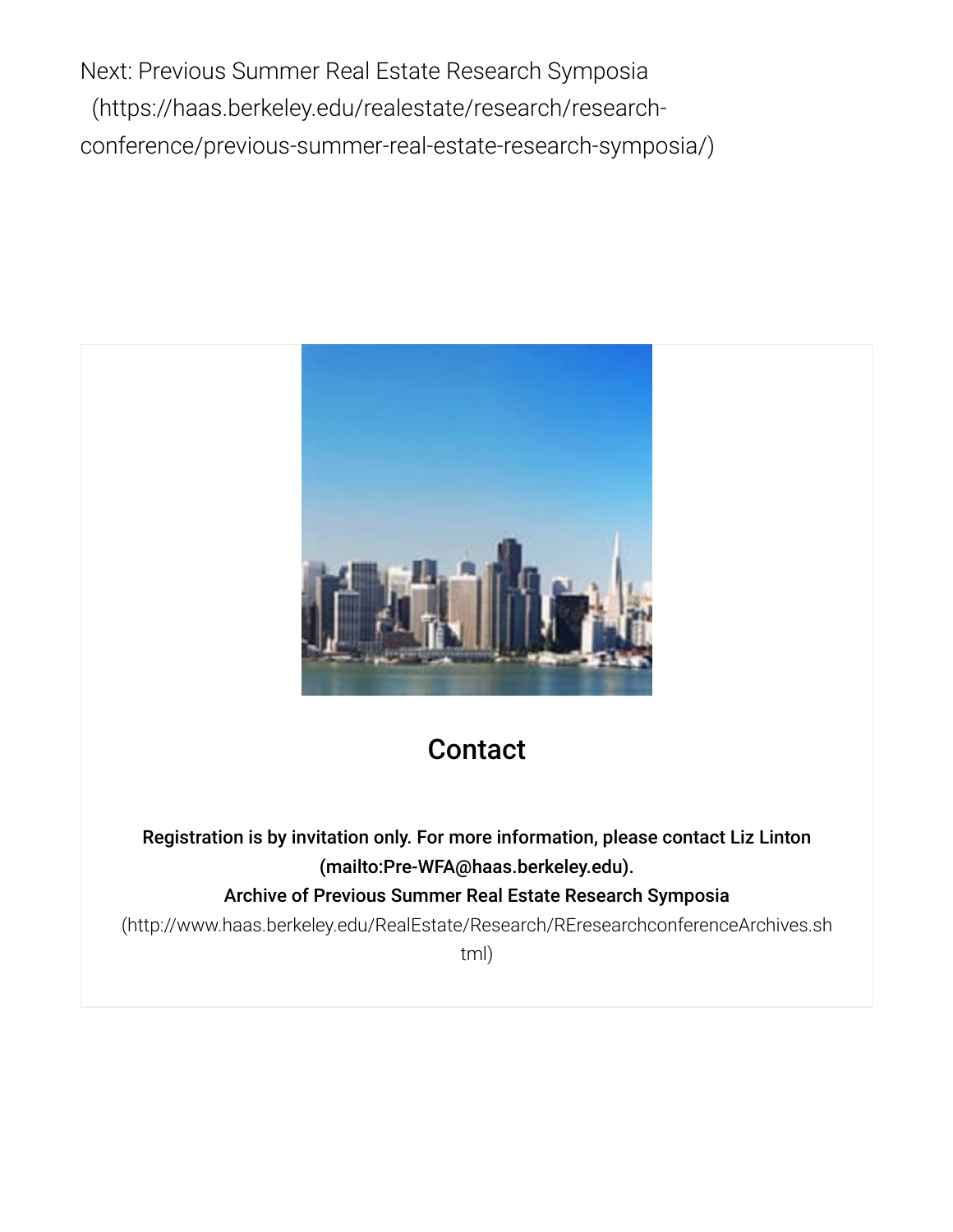Next: Previous Summer Real Estate Research Symposia (https://haas.berkeley.edu/realestate/research/research-conference/previous-summer-real-estate-research-symposia/)

## Contact

**Registration is by invitation only. For more information, please contact Liz Linton (mailto:Pre-WFA@haas.berkeley.edu).**

**Archive of Previous Summer Real Estate Research Symposia** (http://www.haas.berkeley.edu/RealEstate/Research/REresearchconferenceArchives.shtml)